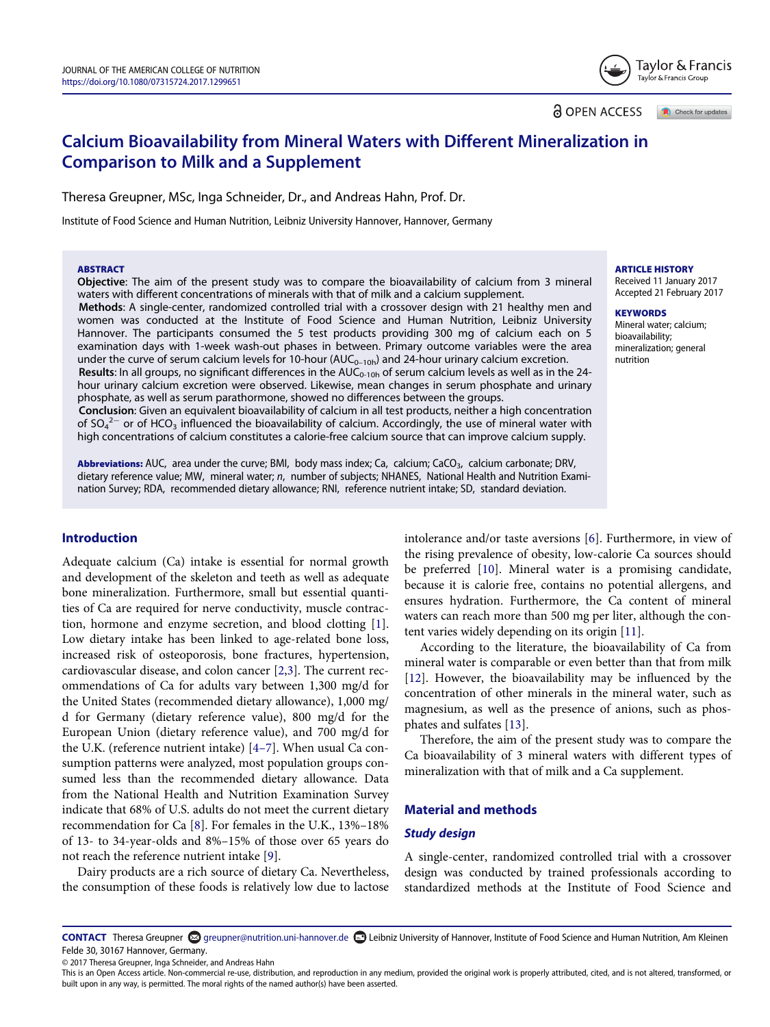# Calcium Bioavailability from Mineral Waters with Different Mineralization in Comparison to Milk and a Supplement

Theresa Greupner, MSc, Inga Schneider, Dr., and Andreas Hahn, Prof. Dr.

Institute of Food Science and Human Nutrition, Leibniz University Hannover, Hannover, Germany

**ABSTRACT**

**Objective**: The aim of the present study was to compare the bioavailability of calcium from 3 mineral waters with different concentrations of minerals with that of milk and a calcium supplement.

**Methods**: A single-center, randomized controlled trial with a crossover design with 21 healthy men and women was conducted at the Institute of Food Science and Human Nutrition, Leibniz University Hannover. The participants consumed the 5 test products providing 300 mg of calcium each on 5 examination days with 1-week wash-out phases in between. Primary outcome variables were the area under the curve of serum calcium levels for 10-hour ($AUC_{0-10h}$) and 24-hour urinary calcium excretion.

**Results**: In all groups, no significant differences in the $AUC_{0-10h}$ of serum calcium levels as well as in the 24-hour urinary calcium excretion were observed. Likewise, mean changes in serum phosphate and urinary phosphate, as well as serum parathormone, showed no differences between the groups.

**Conclusion**: Given an equivalent bioavailability of calcium in all test products, neither a high concentration of $SO_4^{2-}$ or of $HCO_3$ influenced the bioavailability of calcium. Accordingly, the use of mineral water with high concentrations of calcium constitutes a calorie-free calcium source that can improve calcium supply.

**ARTICLE HISTORY**
Received 11 January 2017
Accepted 21 February 2017

**KEYWORDS**
Mineral water; calcium; bioavailability; mineralization; general nutrition

**Abbreviations:** AUC, area under the curve; BMI, body mass index; Ca, calcium; $CaCO_3$, calcium carbonate; DRV, dietary reference value; MW, mineral water; *n*, number of subjects; NHANES, National Health and Nutrition Examination Survey; RDA, recommended dietary allowance; RNI, reference nutrient intake; SD, standard deviation.

## Introduction

Adequate calcium (Ca) intake is essential for normal growth and development of the skeleton and teeth as well as adequate bone mineralization. Furthermore, small but essential quantities of Ca are required for nerve conductivity, muscle contraction, hormone and enzyme secretion, and blood clotting [1]. Low dietary intake has been linked to age-related bone loss, increased risk of osteoporosis, bone fractures, hypertension, cardiovascular disease, and colon cancer [2,3]. The current recommendations of Ca for adults vary between 1,300 mg/d for the United States (recommended dietary allowance), 1,000 mg/d for Germany (dietary reference value), 800 mg/d for the European Union (dietary reference value), and 700 mg/d for the U.K. (reference nutrient intake) [4–7]. When usual Ca consumption patterns were analyzed, most population groups consumed less than the recommended dietary allowance. Data from the National Health and Nutrition Examination Survey indicate that 68% of U.S. adults do not meet the current dietary recommendation for Ca [8]. For females in the U.K., 13%–18% of 13- to 34-year-olds and 8%–15% of those over 65 years do not reach the reference nutrient intake [9].

Dairy products are a rich source of dietary Ca. Nevertheless, the consumption of these foods is relatively low due to lactose intolerance and/or taste aversions [6]. Furthermore, in view of the rising prevalence of obesity, low-calorie Ca sources should be preferred [10]. Mineral water is a promising candidate, because it is calorie free, contains no potential allergens, and ensures hydration. Furthermore, the Ca content of mineral waters can reach more than 500 mg per liter, although the content varies widely depending on its origin [11].

According to the literature, the bioavailability of Ca from mineral water is comparable or even better than that from milk [12]. However, the bioavailability may be influenced by the concentration of other minerals in the mineral water, such as magnesium, as well as the presence of anions, such as phosphates and sulfates [13].

Therefore, the aim of the present study was to compare the Ca bioavailability of 3 mineral waters with different types of mineralization with that of milk and a Ca supplement.

## Material and methods

### *Study design*

A single-center, randomized controlled trial with a crossover design was conducted by trained professionals according to standardized methods at the Institute of Food Science and

**CONTACT** Theresa Greupner greupner@nutrition.uni-hannover.de Leibniz University of Hannover, Institute of Food Science and Human Nutrition, Am Kleinen Felde 30, 30167 Hannover, Germany.

© 2017 Theresa Greupner, Inga Schneider, and Andreas Hahn

This is an Open Access article. Non-commercial re-use, distribution, and reproduction in any medium, provided the original work is properly attributed, cited, and is not altered, transformed, or built upon in any way, is permitted. The moral rights of the named author(s) have been asserted.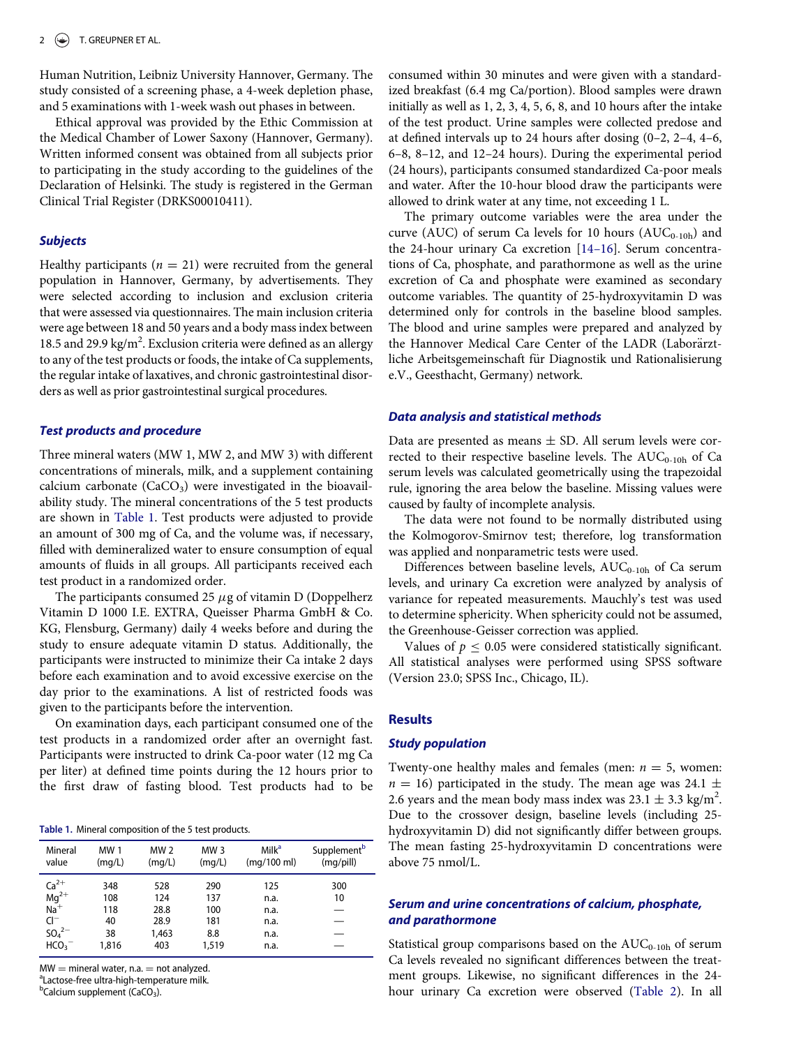Human Nutrition, Leibniz University Hannover, Germany. The study consisted of a screening phase, a 4-week depletion phase, and 5 examinations with 1-week wash out phases in between.

Ethical approval was provided by the Ethic Commission at the Medical Chamber of Lower Saxony (Hannover, Germany). Written informed consent was obtained from all subjects prior to participating in the study according to the guidelines of the Declaration of Helsinki. The study is registered in the German Clinical Trial Register (DRKS00010411).

### Subjects

Healthy participants ($n = 21$) were recruited from the general population in Hannover, Germany, by advertisements. They were selected according to inclusion and exclusion criteria that were assessed via questionnaires. The main inclusion criteria were age between 18 and 50 years and a body mass index between 18.5 and 29.9 kg/m$^2$. Exclusion criteria were defined as an allergy to any of the test products or foods, the intake of Ca supplements, the regular intake of laxatives, and chronic gastrointestinal disorders as well as prior gastrointestinal surgical procedures.

### Test products and procedure

Three mineral waters (MW 1, MW 2, and MW 3) with different concentrations of minerals, milk, and a supplement containing calcium carbonate ($CaCO_3$) were investigated in the bioavailability study. The mineral concentrations of the 5 test products are shown in Table 1. Test products were adjusted to provide an amount of 300 mg of Ca, and the volume was, if necessary, filled with demineralized water to ensure consumption of equal amounts of fluids in all groups. All participants received each test product in a randomized order.

The participants consumed 25 $\mu$g of vitamin D (Doppelherz Vitamin D 1000 I.E. EXTRA, Queisser Pharma GmbH & Co. KG, Flensburg, Germany) daily 4 weeks before and during the study to ensure adequate vitamin D status. Additionally, the participants were instructed to minimize their Ca intake 2 days before each examination and to avoid excessive exercise on the day prior to the examinations. A list of restricted foods was given to the participants before the intervention.

On examination days, each participant consumed one of the test products in a randomized order after an overnight fast. Participants were instructed to drink Ca-poor water (12 mg Ca per liter) at defined time points during the 12 hours prior to the first draw of fasting blood. Test products had to be consumed within 30 minutes and were given with a standardized breakfast (6.4 mg Ca/portion). Blood samples were drawn initially as well as 1, 2, 3, 4, 5, 6, 8, and 10 hours after the intake of the test product. Urine samples were collected predose and at defined intervals up to 24 hours after dosing (0–2, 2–4, 4–6, 6–8, 8–12, and 12–24 hours). During the experimental period (24 hours), participants consumed standardized Ca-poor meals and water. After the 10-hour blood draw the participants were allowed to drink water at any time, not exceeding 1 L.

The primary outcome variables were the area under the curve (AUC) of serum Ca levels for 10 hours ($AUC_{0\text{-}10h}$) and the 24-hour urinary Ca excretion [14–16]. Serum concentrations of Ca, phosphate, and parathormone as well as the urine excretion of Ca and phosphate were examined as secondary outcome variables. The quantity of 25-hydroxyvitamin D was determined only for controls in the baseline blood samples. The blood and urine samples were prepared and analyzed by the Hannover Medical Care Center of the LADR (Laborärztliche Arbeitsgemeinschaft für Diagnostik und Rationalisierung e.V., Geesthacht, Germany) network.

Table 1. Mineral composition of the 5 test products.

| Mineral value | MW 1 (mg/L) | MW 2 (mg/L) | MW 3 (mg/L) | Milk[a] (mg/100 ml) | Supplement[b] (mg/pill) |
|---|---|---|---|---|---|
| $Ca^{2+}$ | 348 | 528 | 290 | 125 | 300 |
| $Mg^{2+}$ | 108 | 124 | 137 | n.a. | 10 |
| $Na^{+}$ | 118 | 28.8 | 100 | n.a. | — |
| $Cl^{-}$ | 40 | 28.9 | 181 | n.a. | — |
| $SO_4^{2-}$ | 38 | 1,463 | 8.8 | n.a. | — |
| $HCO_3^{-}$ | 1,816 | 403 | 1,519 | n.a. | — |

MW = mineral water, n.a. = not analyzed.
[a]Lactose-free ultra-high-temperature milk.
[b]Calcium supplement ($CaCO_3$).

### Data analysis and statistical methods

Data are presented as means ± SD. All serum levels were corrected to their respective baseline levels. The $AUC_{0\text{-}10h}$ of Ca serum levels was calculated geometrically using the trapezoidal rule, ignoring the area below the baseline. Missing values were caused by faulty of incomplete analysis.

The data were not found to be normally distributed using the Kolmogorov-Smirnov test; therefore, log transformation was applied and nonparametric tests were used.

Differences between baseline levels, $AUC_{0\text{-}10h}$ of Ca serum levels, and urinary Ca excretion were analyzed by analysis of variance for repeated measurements. Mauchly's test was used to determine sphericity. When sphericity could not be assumed, the Greenhouse-Geisser correction was applied.

Values of $p \leq 0.05$ were considered statistically significant. All statistical analyses were performed using SPSS software (Version 23.0; SPSS Inc., Chicago, IL).

## Results

### Study population

Twenty-one healthy males and females (men: $n = 5$, women: $n = 16$) participated in the study. The mean age was 24.1 ± 2.6 years and the mean body mass index was 23.1 ± 3.3 kg/m$^2$. Due to the crossover design, baseline levels (including 25-hydroxyvitamin D) did not significantly differ between groups. The mean fasting 25-hydroxyvitamin D concentrations were above 75 nmol/L.

### Serum and urine concentrations of calcium, phosphate, and parathormone

Statistical group comparisons based on the $AUC_{0\text{-}10h}$ of serum Ca levels revealed no significant differences between the treatment groups. Likewise, no significant differences in the 24-hour urinary Ca excretion were observed (Table 2). In all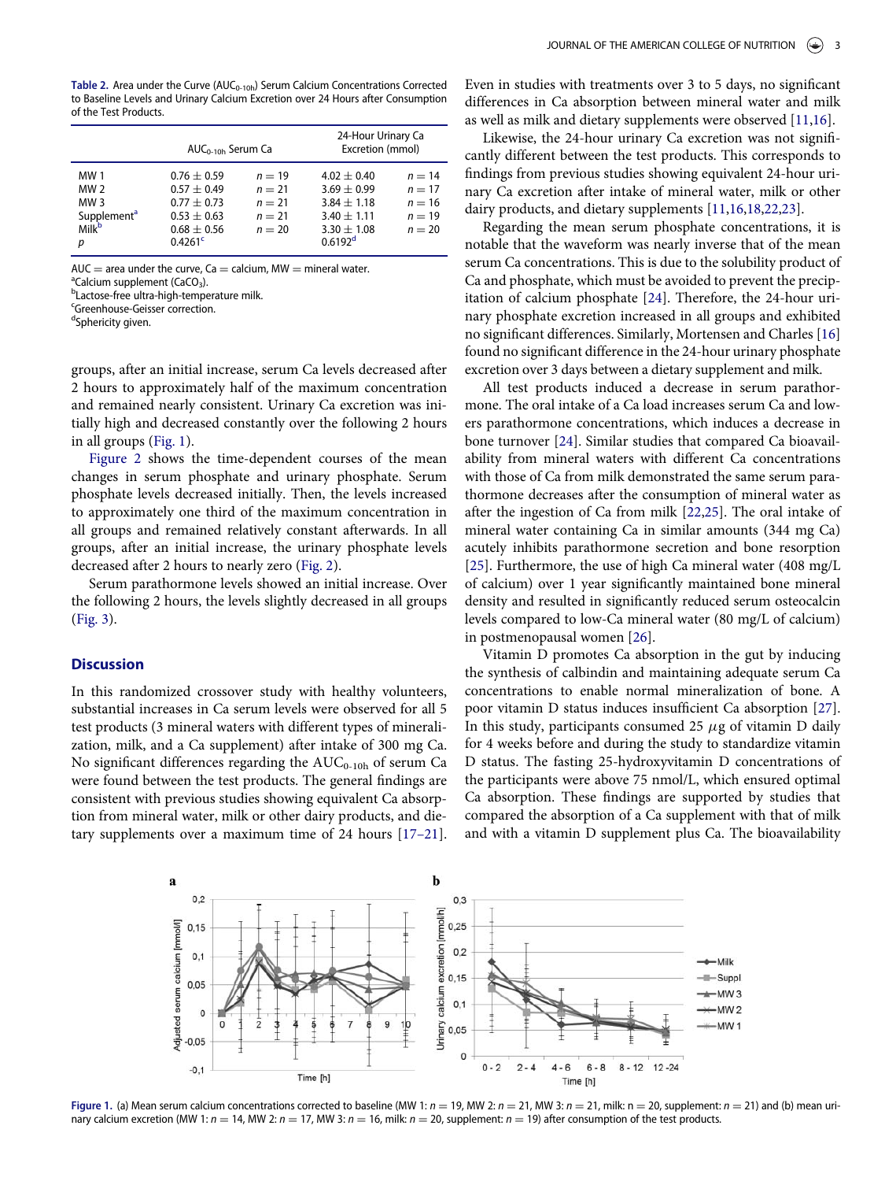**Table 2.** Area under the Curve ($AUC_{0\text{-}10h}$) Serum Calcium Concentrations Corrected to Baseline Levels and Urinary Calcium Excretion over 24 Hours after Consumption of the Test Products.

| | $AUC_{0\text{-}10h}$ Serum Ca | | 24-Hour Urinary Ca Excretion (mmol) | |
|---|---|---|---|---|
| MW 1 | 0.76 ± 0.59 | $n = 19$ | 4.02 ± 0.40 | $n = 14$ |
| MW 2 | 0.57 ± 0.49 | $n = 21$ | 3.69 ± 0.99 | $n = 17$ |
| MW 3 | 0.77 ± 0.73 | $n = 21$ | 3.84 ± 1.18 | $n = 16$ |
| Supplement[a] | 0.53 ± 0.63 | $n = 21$ | 3.40 ± 1.11 | $n = 19$ |
| Milk[b] | 0.68 ± 0.56 | $n = 20$ | 3.30 ± 1.08 | $n = 20$ |
| $p$ | 0.4261[c] | | 0.6192[d] | |

AUC = area under the curve, Ca = calcium, MW = mineral water.
[a]Calcium supplement ($CaCO_3$).
[b]Lactose-free ultra-high-temperature milk.
[c]Greenhouse-Geisser correction.
[d]Sphericity given.

groups, after an initial increase, serum Ca levels decreased after 2 hours to approximately half of the maximum concentration and remained nearly consistent. Urinary Ca excretion was initially high and decreased constantly over the following 2 hours in all groups (Fig. 1).

Figure 2 shows the time-dependent courses of the mean changes in serum phosphate and urinary phosphate. Serum phosphate levels decreased initially. Then, the levels increased to approximately one third of the maximum concentration in all groups and remained relatively constant afterwards. In all groups, after an initial increase, the urinary phosphate levels decreased after 2 hours to nearly zero (Fig. 2).

Serum parathormone levels showed an initial increase. Over the following 2 hours, the levels slightly decreased in all groups (Fig. 3).

## Discussion

In this randomized crossover study with healthy volunteers, substantial increases in Ca serum levels were observed for all 5 test products (3 mineral waters with different types of mineralization, milk, and a Ca supplement) after intake of 300 mg Ca. No significant differences regarding the $AUC_{0\text{-}10h}$ of serum Ca were found between the test products. The general findings are consistent with previous studies showing equivalent Ca absorption from mineral water, milk or other dairy products, and dietary supplements over a maximum time of 24 hours [17–21]. Even in studies with treatments over 3 to 5 days, no significant differences in Ca absorption between mineral water and milk as well as milk and dietary supplements were observed [11,16].

Likewise, the 24-hour urinary Ca excretion was not significantly different between the test products. This corresponds to findings from previous studies showing equivalent 24-hour urinary Ca excretion after intake of mineral water, milk or other dairy products, and dietary supplements [11,16,18,22,23].

Regarding the mean serum phosphate concentrations, it is notable that the waveform was nearly inverse that of the mean serum Ca concentrations. This is due to the solubility product of Ca and phosphate, which must be avoided to prevent the precipitation of calcium phosphate [24]. Therefore, the 24-hour urinary phosphate excretion increased in all groups and exhibited no significant differences. Similarly, Mortensen and Charles [16] found no significant difference in the 24-hour urinary phosphate excretion over 3 days between a dietary supplement and milk.

All test products induced a decrease in serum parathormone. The oral intake of a Ca load increases serum Ca and lowers parathormone concentrations, which induces a decrease in bone turnover [24]. Similar studies that compared Ca bioavailability from mineral waters with different Ca concentrations with those of Ca from milk demonstrated the same serum parathormone decreases after the consumption of mineral water as after the ingestion of Ca from milk [22,25]. The oral intake of mineral water containing Ca in similar amounts (344 mg Ca) acutely inhibits parathormone secretion and bone resorption [25]. Furthermore, the use of high Ca mineral water (408 mg/L of calcium) over 1 year significantly maintained bone mineral density and resulted in significantly reduced serum osteocalcin levels compared to low-Ca mineral water (80 mg/L of calcium) in postmenopausal women [26].

Vitamin D promotes Ca absorption in the gut by inducing the synthesis of calbindin and maintaining adequate serum Ca concentrations to enable normal mineralization of bone. A poor vitamin D status induces insufficient Ca absorption [27]. In this study, participants consumed 25 $\mu$g of vitamin D daily for 4 weeks before and during the study to standardize vitamin D status. The fasting 25-hydroxyvitamin D concentrations of the participants were above 75 nmol/L, which ensured optimal Ca absorption. These findings are supported by studies that compared the absorption of a Ca supplement with that of milk and with a vitamin D supplement plus Ca. The bioavailability

**Figure 1.** (a) Mean serum calcium concentrations corrected to baseline (MW 1: $n = 19$, MW 2: $n = 21$, MW 3: $n = 21$, milk: n = 20, supplement: $n = 21$) and (b) mean urinary calcium excretion (MW 1: $n = 14$, MW 2: $n = 17$, MW 3: $n = 16$, milk: $n = 20$, supplement: $n = 19$) after consumption of the test products.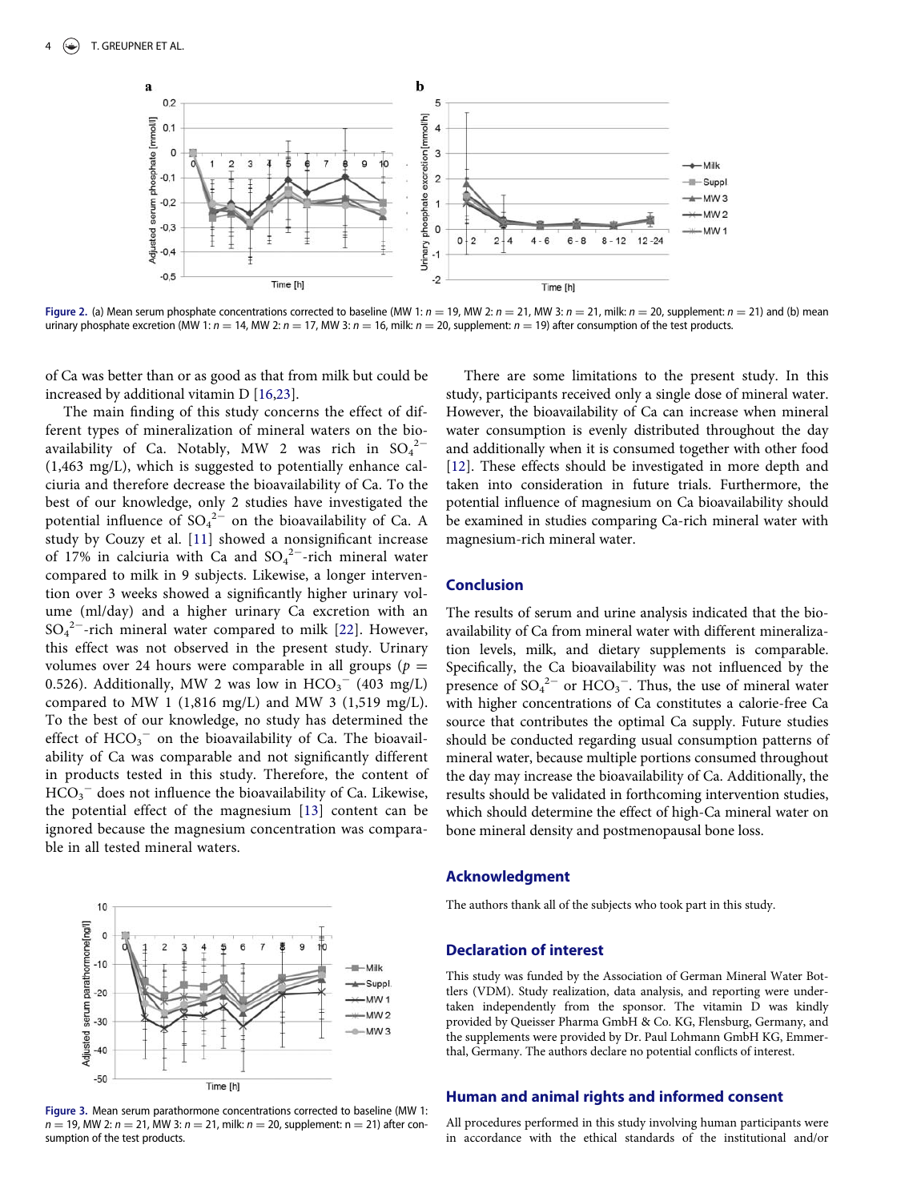Figure 2. (a) Mean serum phosphate concentrations corrected to baseline (MW 1: $n = 19$, MW 2: $n = 21$, MW 3: $n = 21$, milk: $n = 20$, supplement: $n = 21$) and (b) mean urinary phosphate excretion (MW 1: $n = 14$, MW 2: $n = 17$, MW 3: $n = 16$, milk: $n = 20$, supplement: $n = 19$) after consumption of the test products.

of Ca was better than or as good as that from milk but could be increased by additional vitamin D [16,23].

The main finding of this study concerns the effect of different types of mineralization of mineral waters on the bioavailability of Ca. Notably, MW 2 was rich in $SO_4^{2-}$ (1,463 mg/L), which is suggested to potentially enhance calciuria and therefore decrease the bioavailability of Ca. To the best of our knowledge, only 2 studies have investigated the potential influence of $SO_4^{2-}$ on the bioavailability of Ca. A study by Couzy et al. [11] showed a nonsignificant increase of 17% in calciuria with Ca and $SO_4^{2-}$-rich mineral water compared to milk in 9 subjects. Likewise, a longer intervention over 3 weeks showed a significantly higher urinary volume (ml/day) and a higher urinary Ca excretion with an $SO_4^{2-}$-rich mineral water compared to milk [22]. However, this effect was not observed in the present study. Urinary volumes over 24 hours were comparable in all groups ($p = 0.526$). Additionally, MW 2 was low in $HCO_3^-$ (403 mg/L) compared to MW 1 (1,816 mg/L) and MW 3 (1,519 mg/L). To the best of our knowledge, no study has determined the effect of $HCO_3^-$ on the bioavailability of Ca. The bioavailability of Ca was comparable and not significantly different in products tested in this study. Therefore, the content of $HCO_3^-$ does not influence the bioavailability of Ca. Likewise, the potential effect of the magnesium [13] content can be ignored because the magnesium concentration was comparable in all tested mineral waters.

Figure 3. Mean serum parathormone concentrations corrected to baseline (MW 1: $n = 19$, MW 2: $n = 21$, MW 3: $n = 21$, milk: $n = 20$, supplement: $n = 21$) after consumption of the test products.

There are some limitations to the present study. In this study, participants received only a single dose of mineral water. However, the bioavailability of Ca can increase when mineral water consumption is evenly distributed throughout the day and additionally when it is consumed together with other food [12]. These effects should be investigated in more depth and taken into consideration in future trials. Furthermore, the potential influence of magnesium on Ca bioavailability should be examined in studies comparing Ca-rich mineral water with magnesium-rich mineral water.

## Conclusion

The results of serum and urine analysis indicated that the bioavailability of Ca from mineral water with different mineralization levels, milk, and dietary supplements is comparable. Specifically, the Ca bioavailability was not influenced by the presence of $SO_4^{2-}$ or $HCO_3^-$. Thus, the use of mineral water with higher concentrations of Ca constitutes a calorie-free Ca source that contributes the optimal Ca supply. Future studies should be conducted regarding usual consumption patterns of mineral water, because multiple portions consumed throughout the day may increase the bioavailability of Ca. Additionally, the results should be validated in forthcoming intervention studies, which should determine the effect of high-Ca mineral water on bone mineral density and postmenopausal bone loss.

## Acknowledgment

The authors thank all of the subjects who took part in this study.

## Declaration of interest

This study was funded by the Association of German Mineral Water Bottlers (VDM). Study realization, data analysis, and reporting were undertaken independently from the sponsor. The vitamin D was kindly provided by Queisser Pharma GmbH & Co. KG, Flensburg, Germany, and the supplements were provided by Dr. Paul Lohmann GmbH KG, Emmerthal, Germany. The authors declare no potential conflicts of interest.

## Human and animal rights and informed consent

All procedures performed in this study involving human participants were in accordance with the ethical standards of the institutional and/or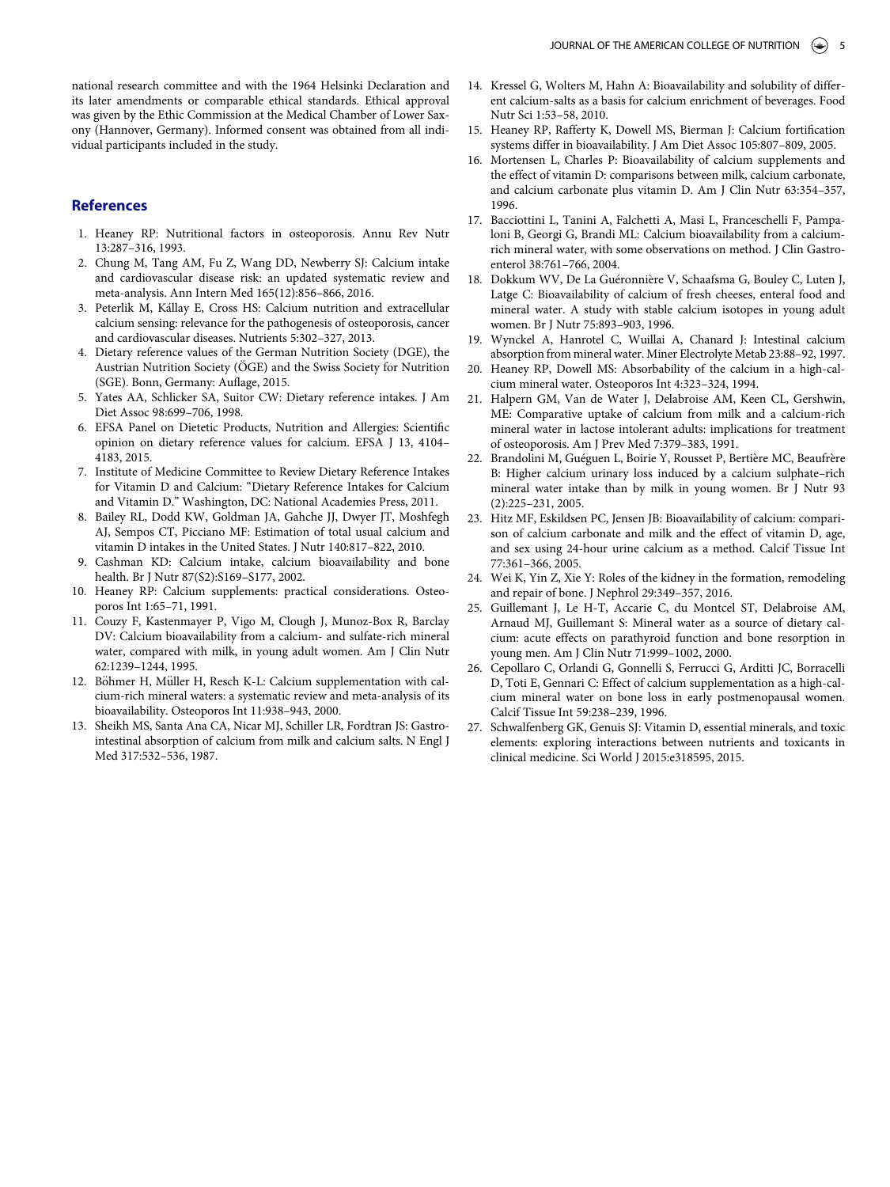national research committee and with the 1964 Helsinki Declaration and its later amendments or comparable ethical standards. Ethical approval was given by the Ethic Commission at the Medical Chamber of Lower Saxony (Hannover, Germany). Informed consent was obtained from all individual participants included in the study.

## References

1. Heaney RP: Nutritional factors in osteoporosis. Annu Rev Nutr 13:287–316, 1993.
2. Chung M, Tang AM, Fu Z, Wang DD, Newberry SJ: Calcium intake and cardiovascular disease risk: an updated systematic review and meta-analysis. Ann Intern Med 165(12):856–866, 2016.
3. Peterlik M, Kállay E, Cross HS: Calcium nutrition and extracellular calcium sensing: relevance for the pathogenesis of osteoporosis, cancer and cardiovascular diseases. Nutrients 5:302–327, 2013.
4. Dietary reference values of the German Nutrition Society (DGE), the Austrian Nutrition Society (ÖGE) and the Swiss Society for Nutrition (SGE). Bonn, Germany: Auflage, 2015.
5. Yates AA, Schlicker SA, Suitor CW: Dietary reference intakes. J Am Diet Assoc 98:699–706, 1998.
6. EFSA Panel on Dietetic Products, Nutrition and Allergies: Scientific opinion on dietary reference values for calcium. EFSA J 13, 4104–4183, 2015.
7. Institute of Medicine Committee to Review Dietary Reference Intakes for Vitamin D and Calcium: "Dietary Reference Intakes for Calcium and Vitamin D." Washington, DC: National Academies Press, 2011.
8. Bailey RL, Dodd KW, Goldman JA, Gahche JJ, Dwyer JT, Moshfegh AJ, Sempos CT, Picciano MF: Estimation of total usual calcium and vitamin D intakes in the United States. J Nutr 140:817–822, 2010.
9. Cashman KD: Calcium intake, calcium bioavailability and bone health. Br J Nutr 87(S2):S169–S177, 2002.
10. Heaney RP: Calcium supplements: practical considerations. Osteoporos Int 1:65–71, 1991.
11. Couzy F, Kastenmayer P, Vigo M, Clough J, Munoz-Box R, Barclay DV: Calcium bioavailability from a calcium- and sulfate-rich mineral water, compared with milk, in young adult women. Am J Clin Nutr 62:1239–1244, 1995.
12. Böhmer H, Müller H, Resch K-L: Calcium supplementation with calcium-rich mineral waters: a systematic review and meta-analysis of its bioavailability. Osteoporos Int 11:938–943, 2000.
13. Sheikh MS, Santa Ana CA, Nicar MJ, Schiller LR, Fordtran JS: Gastrointestinal absorption of calcium from milk and calcium salts. N Engl J Med 317:532–536, 1987.
14. Kressel G, Wolters M, Hahn A: Bioavailability and solubility of different calcium-salts as a basis for calcium enrichment of beverages. Food Nutr Sci 1:53–58, 2010.
15. Heaney RP, Rafferty K, Dowell MS, Bierman J: Calcium fortification systems differ in bioavailability. J Am Diet Assoc 105:807–809, 2005.
16. Mortensen L, Charles P: Bioavailability of calcium supplements and the effect of vitamin D: comparisons between milk, calcium carbonate, and calcium carbonate plus vitamin D. Am J Clin Nutr 63:354–357, 1996.
17. Bacciottini L, Tanini A, Falchetti A, Masi L, Franceschelli F, Pampaloni B, Georgi G, Brandi ML: Calcium bioavailability from a calcium-rich mineral water, with some observations on method. J Clin Gastroenterol 38:761–766, 2004.
18. Dokkum WV, De La Guéronnière V, Schaafsma G, Bouley C, Luten J, Latge C: Bioavailability of calcium of fresh cheeses, enteral food and mineral water. A study with stable calcium isotopes in young adult women. Br J Nutr 75:893–903, 1996.
19. Wynckel A, Hanrotel C, Wuillai A, Chanard J: Intestinal calcium absorption from mineral water. Miner Electrolyte Metab 23:88–92, 1997.
20. Heaney RP, Dowell MS: Absorbability of the calcium in a high-calcium mineral water. Osteoporos Int 4:323–324, 1994.
21. Halpern GM, Van de Water J, Delabroise AM, Keen CL, Gershwin, ME: Comparative uptake of calcium from milk and a calcium-rich mineral water in lactose intolerant adults: implications for treatment of osteoporosis. Am J Prev Med 7:379–383, 1991.
22. Brandolini M, Guéguen L, Boirie Y, Rousset P, Bertière MC, Beaufrère B: Higher calcium urinary loss induced by a calcium sulphate–rich mineral water intake than by milk in young women. Br J Nutr 93 (2):225–231, 2005.
23. Hitz MF, Eskildsen PC, Jensen JB: Bioavailability of calcium: comparison of calcium carbonate and milk and the effect of vitamin D, age, and sex using 24-hour urine calcium as a method. Calcif Tissue Int 77:361–366, 2005.
24. Wei K, Yin Z, Xie Y: Roles of the kidney in the formation, remodeling and repair of bone. J Nephrol 29:349–357, 2016.
25. Guillemant J, Le H-T, Accarie C, du Montcel ST, Delabroise AM, Arnaud MJ, Guillemant S: Mineral water as a source of dietary calcium: acute effects on parathyroid function and bone resorption in young men. Am J Clin Nutr 71:999–1002, 2000.
26. Cepollaro C, Orlandi G, Gonnelli S, Ferrucci G, Arditti JC, Borracelli D, Toti E, Gennari C: Effect of calcium supplementation as a high-calcium mineral water on bone loss in early postmenopausal women. Calcif Tissue Int 59:238–239, 1996.
27. Schwalfenberg GK, Genuis SJ: Vitamin D, essential minerals, and toxic elements: exploring interactions between nutrients and toxicants in clinical medicine. Sci World J 2015:e318595, 2015.